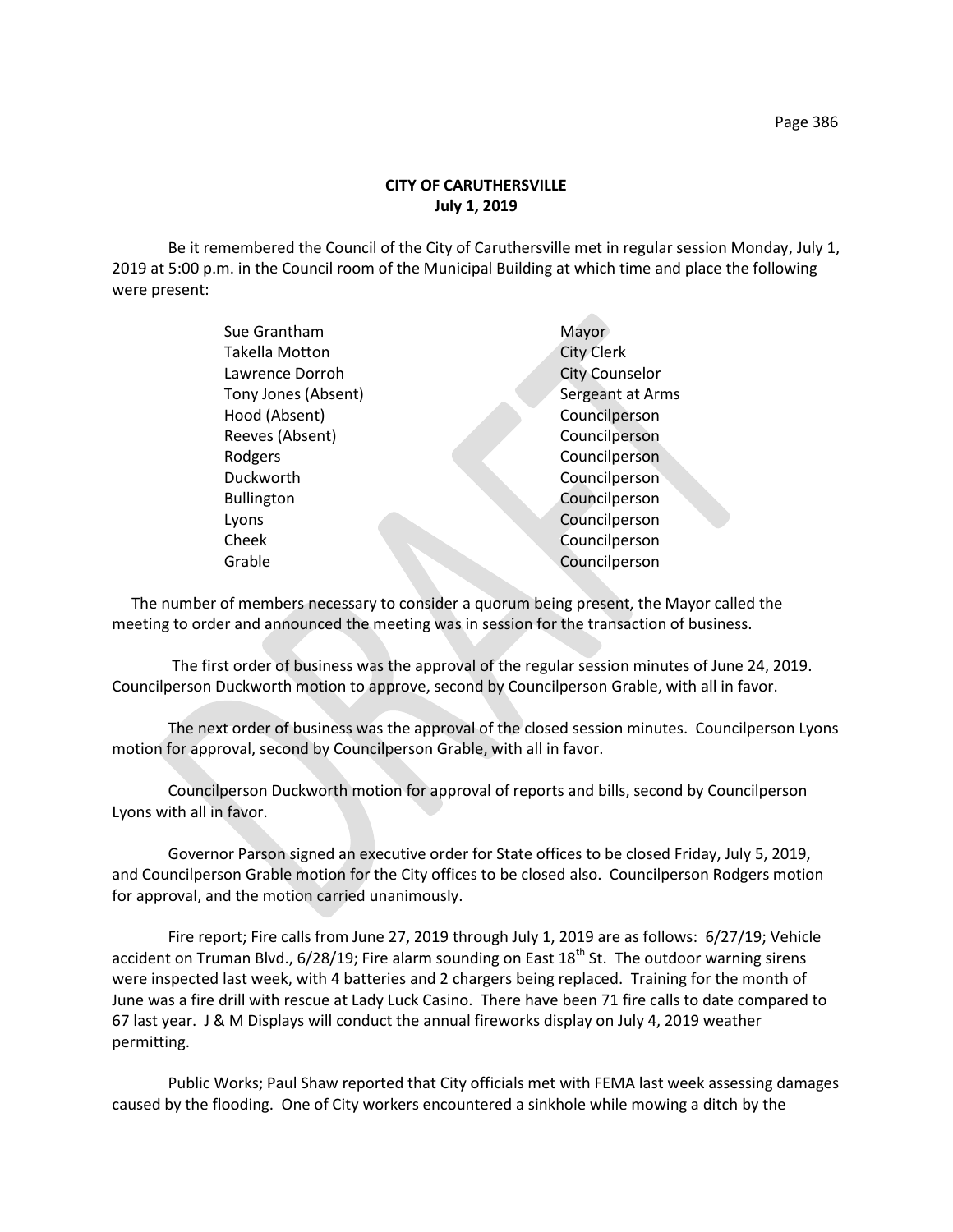# CITY OF CARUTHERSVILLE
## July 1, 2019

Be it remembered the Council of the City of Caruthersville met in regular session Monday, July 1, 2019 at 5:00 p.m. in the Council room of the Municipal Building at which time and place the following were present:

| | |
|---|---|
| Sue Grantham | Mayor |
| Takella Motton | City Clerk |
| Lawrence Dorroh | City Counselor |
| Tony Jones (Absent) | Sergeant at Arms |
| Hood (Absent) | Councilperson |
| Reeves (Absent) | Councilperson |
| Rodgers | Councilperson |
| Duckworth | Councilperson |
| Bullington | Councilperson |
| Lyons | Councilperson |
| Cheek | Councilperson |
| Grable | Councilperson |

The number of members necessary to consider a quorum being present, the Mayor called the meeting to order and announced the meeting was in session for the transaction of business.

The first order of business was the approval of the regular session minutes of June 24, 2019. Councilperson Duckworth motion to approve, second by Councilperson Grable, with all in favor.

The next order of business was the approval of the closed session minutes. Councilperson Lyons motion for approval, second by Councilperson Grable, with all in favor.

Councilperson Duckworth motion for approval of reports and bills, second by Councilperson Lyons with all in favor.

Governor Parson signed an executive order for State offices to be closed Friday, July 5, 2019, and Councilperson Grable motion for the City offices to be closed also. Councilperson Rodgers motion for approval, and the motion carried unanimously.

Fire report; Fire calls from June 27, 2019 through July 1, 2019 are as follows: 6/27/19; Vehicle accident on Truman Blvd., 6/28/19; Fire alarm sounding on East 18th St. The outdoor warning sirens were inspected last week, with 4 batteries and 2 chargers being replaced. Training for the month of June was a fire drill with rescue at Lady Luck Casino. There have been 71 fire calls to date compared to 67 last year. J & M Displays will conduct the annual fireworks display on July 4, 2019 weather permitting.

Public Works; Paul Shaw reported that City officials met with FEMA last week assessing damages caused by the flooding. One of City workers encountered a sinkhole while mowing a ditch by the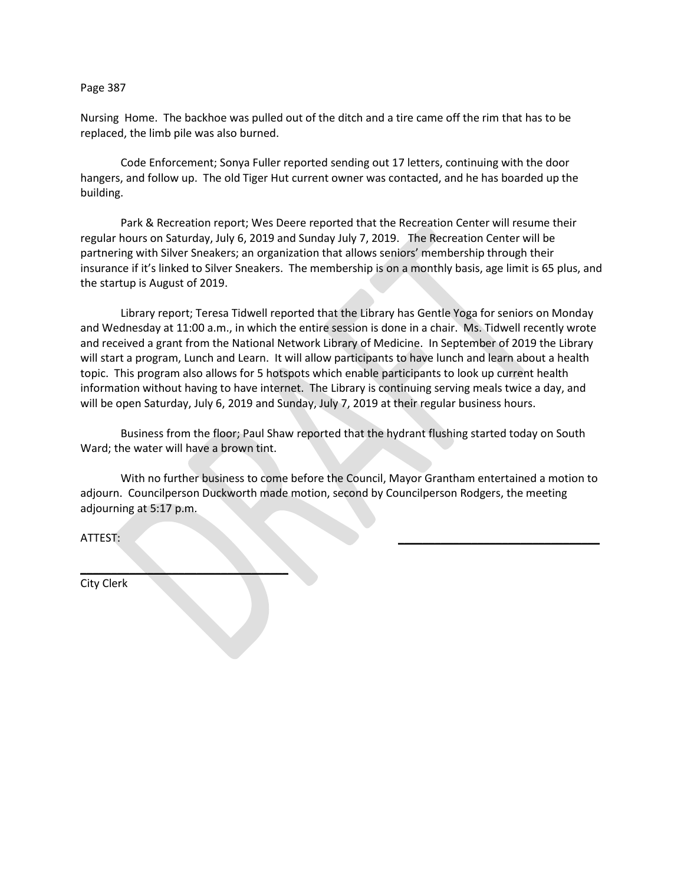Nursing Home. The backhoe was pulled out of the ditch and a tire came off the rim that has to be replaced, the limb pile was also burned.

Code Enforcement; Sonya Fuller reported sending out 17 letters, continuing with the door hangers, and follow up. The old Tiger Hut current owner was contacted, and he has boarded up the building.

Park & Recreation report; Wes Deere reported that the Recreation Center will resume their regular hours on Saturday, July 6, 2019 and Sunday July 7, 2019. The Recreation Center will be partnering with Silver Sneakers; an organization that allows seniors' membership through their insurance if it's linked to Silver Sneakers. The membership is on a monthly basis, age limit is 65 plus, and the startup is August of 2019.

Library report; Teresa Tidwell reported that the Library has Gentle Yoga for seniors on Monday and Wednesday at 11:00 a.m., in which the entire session is done in a chair. Ms. Tidwell recently wrote and received a grant from the National Network Library of Medicine. In September of 2019 the Library will start a program, Lunch and Learn. It will allow participants to have lunch and learn about a health topic. This program also allows for 5 hotspots which enable participants to look up current health information without having to have internet. The Library is continuing serving meals twice a day, and will be open Saturday, July 6, 2019 and Sunday, July 7, 2019 at their regular business hours.

Business from the floor; Paul Shaw reported that the hydrant flushing started today on South Ward; the water will have a brown tint.

With no further business to come before the Council, Mayor Grantham entertained a motion to adjourn. Councilperson Duckworth made motion, second by Councilperson Rodgers, the meeting adjourning at 5:17 p.m.

ATTEST: \_\_\_\_\_\_\_\_\_\_\_\_\_\_\_\_\_\_\_\_\_\_\_\_\_\_\_\_\_\_\_\_

\_\_\_\_\_\_\_\_\_\_\_\_\_\_\_\_\_\_\_\_\_\_\_\_\_\_\_\_\_\_\_\_

City Clerk

DRAFT